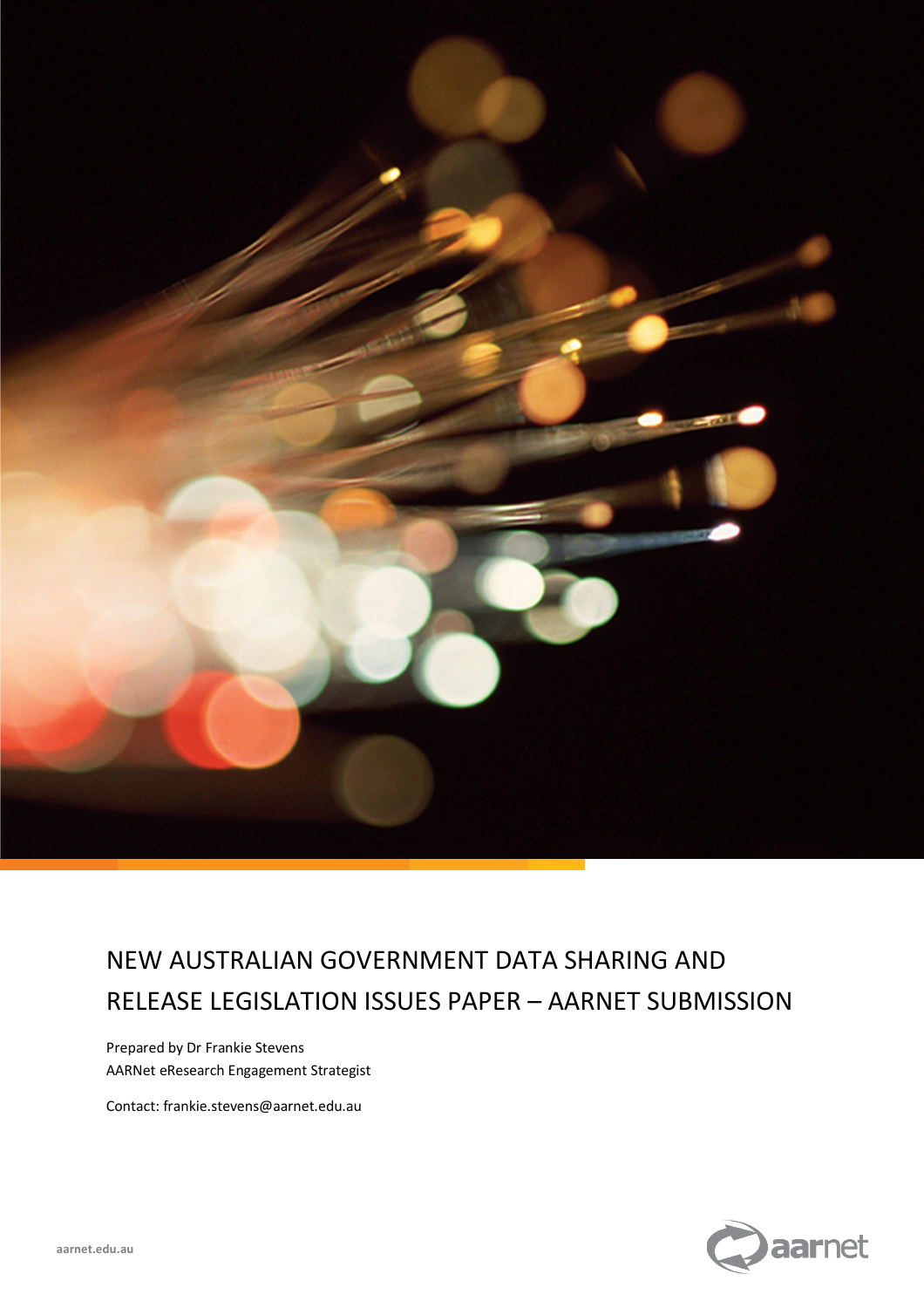# NEW AUSTRALIAN GOVERNMENT DATA SHARING AND RELEASE LEGISLATION ISSUES PAPER – AARNET SUBMISSION

Prepared by Dr Frankie Stevens
AARNet eResearch Engagement Strategist

Contact: frankie.stevens@aarnet.edu.au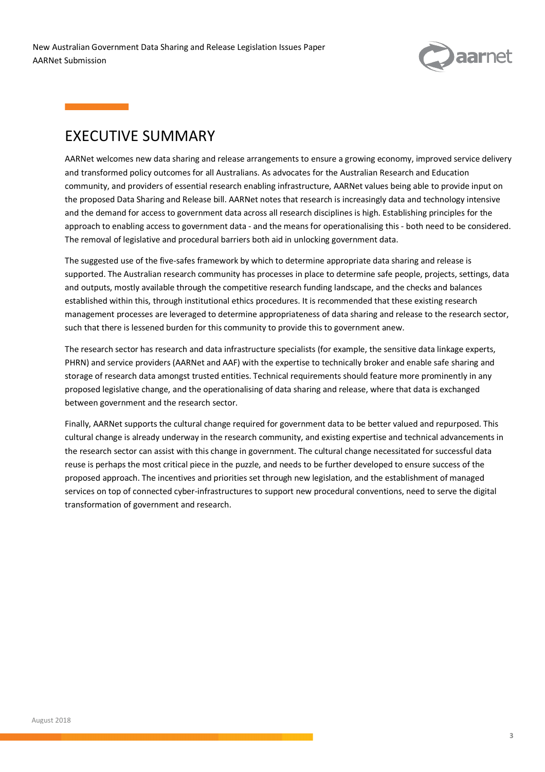# EXECUTIVE SUMMARY

AARNet welcomes new data sharing and release arrangements to ensure a growing economy, improved service delivery and transformed policy outcomes for all Australians. As advocates for the Australian Research and Education community, and providers of essential research enabling infrastructure, AARNet values being able to provide input on the proposed Data Sharing and Release bill. AARNet notes that research is increasingly data and technology intensive and the demand for access to government data across all research disciplines is high. Establishing principles for the approach to enabling access to government data - and the means for operationalising this - both need to be considered. The removal of legislative and procedural barriers both aid in unlocking government data.

The suggested use of the five-safes framework by which to determine appropriate data sharing and release is supported. The Australian research community has processes in place to determine safe people, projects, settings, data and outputs, mostly available through the competitive research funding landscape, and the checks and balances established within this, through institutional ethics procedures. It is recommended that these existing research management processes are leveraged to determine appropriateness of data sharing and release to the research sector, such that there is lessened burden for this community to provide this to government anew.

The research sector has research and data infrastructure specialists (for example, the sensitive data linkage experts, PHRN) and service providers (AARNet and AAF) with the expertise to technically broker and enable safe sharing and storage of research data amongst trusted entities. Technical requirements should feature more prominently in any proposed legislative change, and the operationalising of data sharing and release, where that data is exchanged between government and the research sector.

Finally, AARNet supports the cultural change required for government data to be better valued and repurposed. This cultural change is already underway in the research community, and existing expertise and technical advancements in the research sector can assist with this change in government. The cultural change necessitated for successful data reuse is perhaps the most critical piece in the puzzle, and needs to be further developed to ensure success of the proposed approach. The incentives and priorities set through new legislation, and the establishment of managed services on top of connected cyber-infrastructures to support new procedural conventions, need to serve the digital transformation of government and research.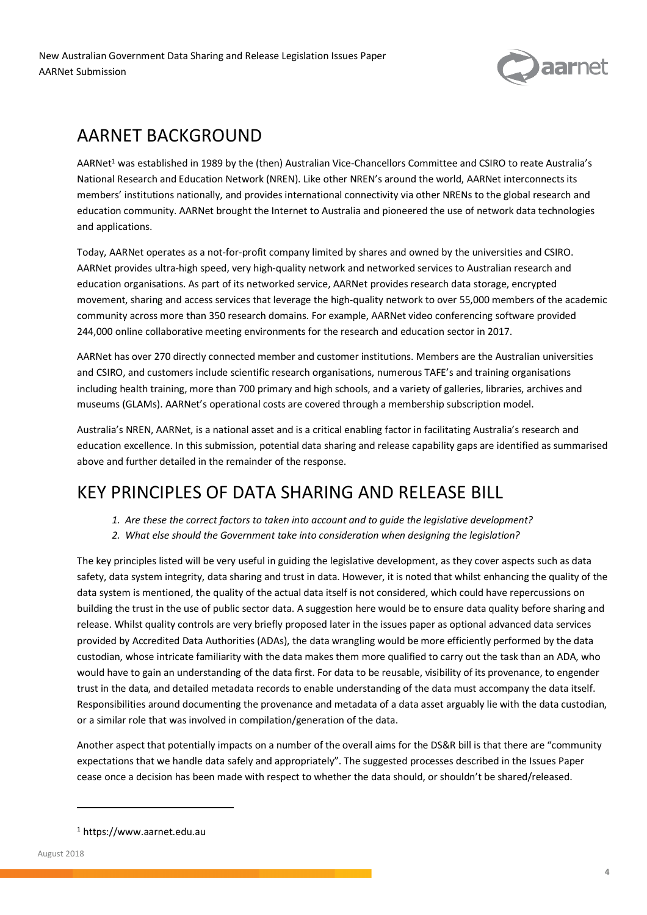# AARNET BACKGROUND

AARNet[1] was established in 1989 by the (then) Australian Vice-Chancellors Committee and CSIRO to reate Australia's National Research and Education Network (NREN). Like other NREN's around the world, AARNet interconnects its members' institutions nationally, and provides international connectivity via other NRENs to the global research and education community. AARNet brought the Internet to Australia and pioneered the use of network data technologies and applications.

Today, AARNet operates as a not-for-profit company limited by shares and owned by the universities and CSIRO. AARNet provides ultra-high speed, very high-quality network and networked services to Australian research and education organisations. As part of its networked service, AARNet provides research data storage, encrypted movement, sharing and access services that leverage the high-quality network to over 55,000 members of the academic community across more than 350 research domains. For example, AARNet video conferencing software provided 244,000 online collaborative meeting environments for the research and education sector in 2017.

AARNet has over 270 directly connected member and customer institutions. Members are the Australian universities and CSIRO, and customers include scientific research organisations, numerous TAFE's and training organisations including health training, more than 700 primary and high schools, and a variety of galleries, libraries, archives and museums (GLAMs). AARNet's operational costs are covered through a membership subscription model.

Australia's NREN, AARNet, is a national asset and is a critical enabling factor in facilitating Australia's research and education excellence. In this submission, potential data sharing and release capability gaps are identified as summarised above and further detailed in the remainder of the response.

# KEY PRINCIPLES OF DATA SHARING AND RELEASE BILL

1. *Are these the correct factors to taken into account and to guide the legislative development?*
2. *What else should the Government take into consideration when designing the legislation?*

The key principles listed will be very useful in guiding the legislative development, as they cover aspects such as data safety, data system integrity, data sharing and trust in data. However, it is noted that whilst enhancing the quality of the data system is mentioned, the quality of the actual data itself is not considered, which could have repercussions on building the trust in the use of public sector data. A suggestion here would be to ensure data quality before sharing and release. Whilst quality controls are very briefly proposed later in the issues paper as optional advanced data services provided by Accredited Data Authorities (ADAs), the data wrangling would be more efficiently performed by the data custodian, whose intricate familiarity with the data makes them more qualified to carry out the task than an ADA, who would have to gain an understanding of the data first. For data to be reusable, visibility of its provenance, to engender trust in the data, and detailed metadata records to enable understanding of the data must accompany the data itself. Responsibilities around documenting the provenance and metadata of a data asset arguably lie with the data custodian, or a similar role that was involved in compilation/generation of the data.

Another aspect that potentially impacts on a number of the overall aims for the DS&R bill is that there are "community expectations that we handle data safely and appropriately". The suggested processes described in the Issues Paper cease once a decision has been made with respect to whether the data should, or shouldn't be shared/released.

[1] https://www.aarnet.edu.au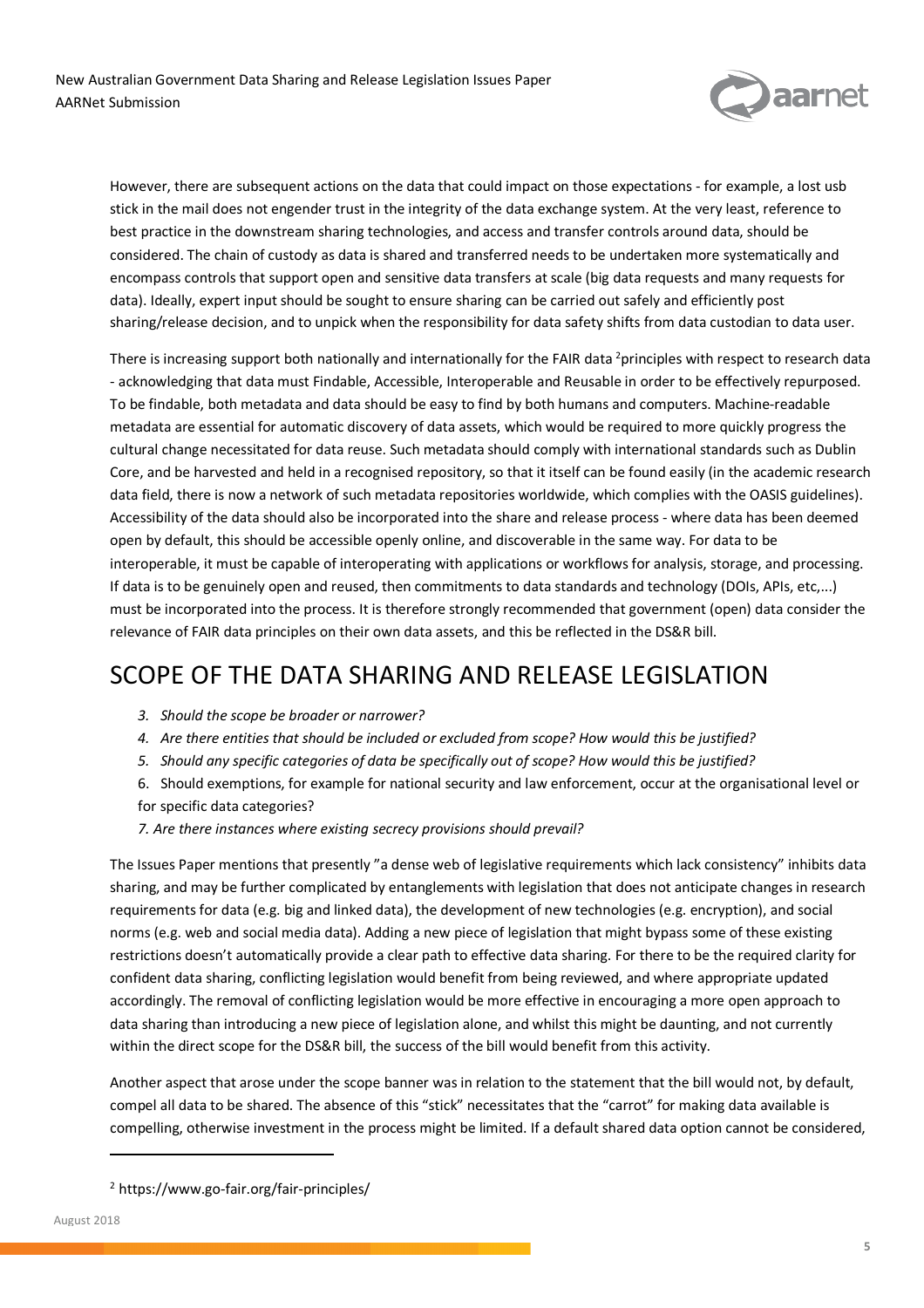However, there are subsequent actions on the data that could impact on those expectations - for example, a lost usb stick in the mail does not engender trust in the integrity of the data exchange system. At the very least, reference to best practice in the downstream sharing technologies, and access and transfer controls around data, should be considered. The chain of custody as data is shared and transferred needs to be undertaken more systematically and encompass controls that support open and sensitive data transfers at scale (big data requests and many requests for data). Ideally, expert input should be sought to ensure sharing can be carried out safely and efficiently post sharing/release decision, and to unpick when the responsibility for data safety shifts from data custodian to data user.

There is increasing support both nationally and internationally for the FAIR data [2]principles with respect to research data - acknowledging that data must Findable, Accessible, Interoperable and Reusable in order to be effectively repurposed. To be findable, both metadata and data should be easy to find by both humans and computers. Machine-readable metadata are essential for automatic discovery of data assets, which would be required to more quickly progress the cultural change necessitated for data reuse. Such metadata should comply with international standards such as Dublin Core, and be harvested and held in a recognised repository, so that it itself can be found easily (in the academic research data field, there is now a network of such metadata repositories worldwide, which complies with the OASIS guidelines). Accessibility of the data should also be incorporated into the share and release process - where data has been deemed open by default, this should be accessible openly online, and discoverable in the same way. For data to be interoperable, it must be capable of interoperating with applications or workflows for analysis, storage, and processing. If data is to be genuinely open and reused, then commitments to data standards and technology (DOIs, APIs, etc,...) must be incorporated into the process. It is therefore strongly recommended that government (open) data consider the relevance of FAIR data principles on their own data assets, and this be reflected in the DS&R bill.

# SCOPE OF THE DATA SHARING AND RELEASE LEGISLATION

3. *Should the scope be broader or narrower?*
4. *Are there entities that should be included or excluded from scope? How would this be justified?*
5. *Should any specific categories of data be specifically out of scope? How would this be justified?*
6. Should exemptions, for example for national security and law enforcement, occur at the organisational level or for specific data categories?
7. *Are there instances where existing secrecy provisions should prevail?*

The Issues Paper mentions that presently "a dense web of legislative requirements which lack consistency" inhibits data sharing, and may be further complicated by entanglements with legislation that does not anticipate changes in research requirements for data (e.g. big and linked data), the development of new technologies (e.g. encryption), and social norms (e.g. web and social media data). Adding a new piece of legislation that might bypass some of these existing restrictions doesn't automatically provide a clear path to effective data sharing. For there to be the required clarity for confident data sharing, conflicting legislation would benefit from being reviewed, and where appropriate updated accordingly. The removal of conflicting legislation would be more effective in encouraging a more open approach to data sharing than introducing a new piece of legislation alone, and whilst this might be daunting, and not currently within the direct scope for the DS&R bill, the success of the bill would benefit from this activity.

Another aspect that arose under the scope banner was in relation to the statement that the bill would not, by default, compel all data to be shared. The absence of this "stick" necessitates that the "carrot" for making data available is compelling, otherwise investment in the process might be limited. If a default shared data option cannot be considered,

[2] https://www.go-fair.org/fair-principles/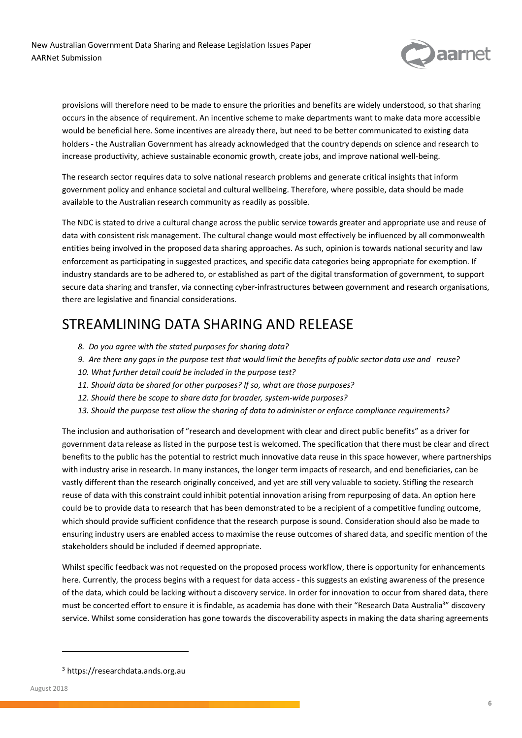provisions will therefore need to be made to ensure the priorities and benefits are widely understood, so that sharing occurs in the absence of requirement. An incentive scheme to make departments want to make data more accessible would be beneficial here. Some incentives are already there, but need to be better communicated to existing data holders - the Australian Government has already acknowledged that the country depends on science and research to increase productivity, achieve sustainable economic growth, create jobs, and improve national well-being.

The research sector requires data to solve national research problems and generate critical insights that inform government policy and enhance societal and cultural wellbeing. Therefore, where possible, data should be made available to the Australian research community as readily as possible.

The NDC is stated to drive a cultural change across the public service towards greater and appropriate use and reuse of data with consistent risk management. The cultural change would most effectively be influenced by all commonwealth entities being involved in the proposed data sharing approaches. As such, opinion is towards national security and law enforcement as participating in suggested practices, and specific data categories being appropriate for exemption. If industry standards are to be adhered to, or established as part of the digital transformation of government, to support secure data sharing and transfer, via connecting cyber-infrastructures between government and research organisations, there are legislative and financial considerations.

# STREAMLINING DATA SHARING AND RELEASE

8. *Do you agree with the stated purposes for sharing data?*
9. *Are there any gaps in the purpose test that would limit the benefits of public sector data use and reuse?*
10. *What further detail could be included in the purpose test?*
11. *Should data be shared for other purposes? If so, what are those purposes?*
12. *Should there be scope to share data for broader, system-wide purposes?*
13. *Should the purpose test allow the sharing of data to administer or enforce compliance requirements?*

The inclusion and authorisation of "research and development with clear and direct public benefits" as a driver for government data release as listed in the purpose test is welcomed. The specification that there must be clear and direct benefits to the public has the potential to restrict much innovative data reuse in this space however, where partnerships with industry arise in research. In many instances, the longer term impacts of research, and end beneficiaries, can be vastly different than the research originally conceived, and yet are still very valuable to society. Stifling the research reuse of data with this constraint could inhibit potential innovation arising from repurposing of data. An option here could be to provide data to research that has been demonstrated to be a recipient of a competitive funding outcome, which should provide sufficient confidence that the research purpose is sound. Consideration should also be made to ensuring industry users are enabled access to maximise the reuse outcomes of shared data, and specific mention of the stakeholders should be included if deemed appropriate.

Whilst specific feedback was not requested on the proposed process workflow, there is opportunity for enhancements here. Currently, the process begins with a request for data access - this suggests an existing awareness of the presence of the data, which could be lacking without a discovery service. In order for innovation to occur from shared data, there must be concerted effort to ensure it is findable, as academia has done with their "Research Data Australia[3]" discovery service. Whilst some consideration has gone towards the discoverability aspects in making the data sharing agreements

[3] https://researchdata.ands.org.au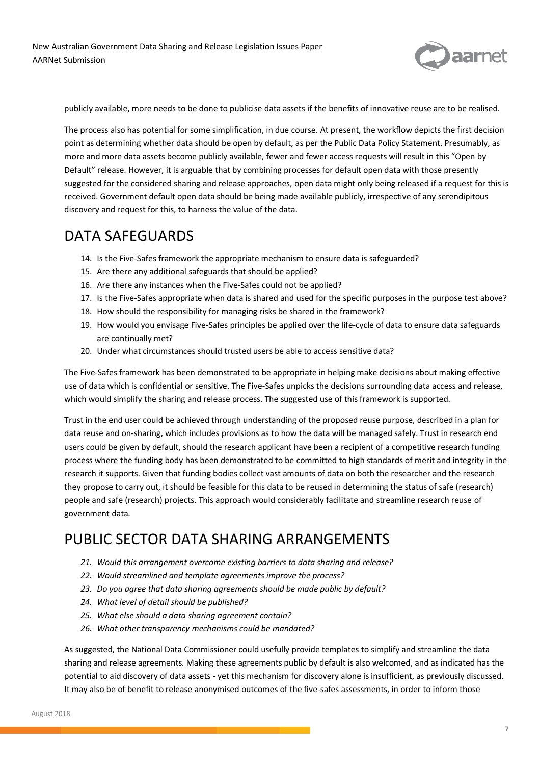publicly available, more needs to be done to publicise data assets if the benefits of innovative reuse are to be realised.

The process also has potential for some simplification, in due course. At present, the workflow depicts the first decision point as determining whether data should be open by default, as per the Public Data Policy Statement. Presumably, as more and more data assets become publicly available, fewer and fewer access requests will result in this "Open by Default" release. However, it is arguable that by combining processes for default open data with those presently suggested for the considered sharing and release approaches, open data might only being released if a request for this is received. Government default open data should be being made available publicly, irrespective of any serendipitous discovery and request for this, to harness the value of the data.

# DATA SAFEGUARDS

14. Is the Five-Safes framework the appropriate mechanism to ensure data is safeguarded?
15. Are there any additional safeguards that should be applied?
16. Are there any instances when the Five-Safes could not be applied?
17. Is the Five-Safes appropriate when data is shared and used for the specific purposes in the purpose test above?
18. How should the responsibility for managing risks be shared in the framework?
19. How would you envisage Five-Safes principles be applied over the life-cycle of data to ensure data safeguards are continually met?
20. Under what circumstances should trusted users be able to access sensitive data?

The Five-Safes framework has been demonstrated to be appropriate in helping make decisions about making effective use of data which is confidential or sensitive. The Five-Safes unpicks the decisions surrounding data access and release, which would simplify the sharing and release process. The suggested use of this framework is supported.

Trust in the end user could be achieved through understanding of the proposed reuse purpose, described in a plan for data reuse and on-sharing, which includes provisions as to how the data will be managed safely. Trust in research end users could be given by default, should the research applicant have been a recipient of a competitive research funding process where the funding body has been demonstrated to be committed to high standards of merit and integrity in the research it supports. Given that funding bodies collect vast amounts of data on both the researcher and the research they propose to carry out, it should be feasible for this data to be reused in determining the status of safe (research) people and safe (research) projects. This approach would considerably facilitate and streamline research reuse of government data.

# PUBLIC SECTOR DATA SHARING ARRANGEMENTS

21. *Would this arrangement overcome existing barriers to data sharing and release?*
22. *Would streamlined and template agreements improve the process?*
23. *Do you agree that data sharing agreements should be made public by default?*
24. *What level of detail should be published?*
25. *What else should a data sharing agreement contain?*
26. *What other transparency mechanisms could be mandated?*

As suggested, the National Data Commissioner could usefully provide templates to simplify and streamline the data sharing and release agreements. Making these agreements public by default is also welcomed, and as indicated has the potential to aid discovery of data assets - yet this mechanism for discovery alone is insufficient, as previously discussed. It may also be of benefit to release anonymised outcomes of the five-safes assessments, in order to inform those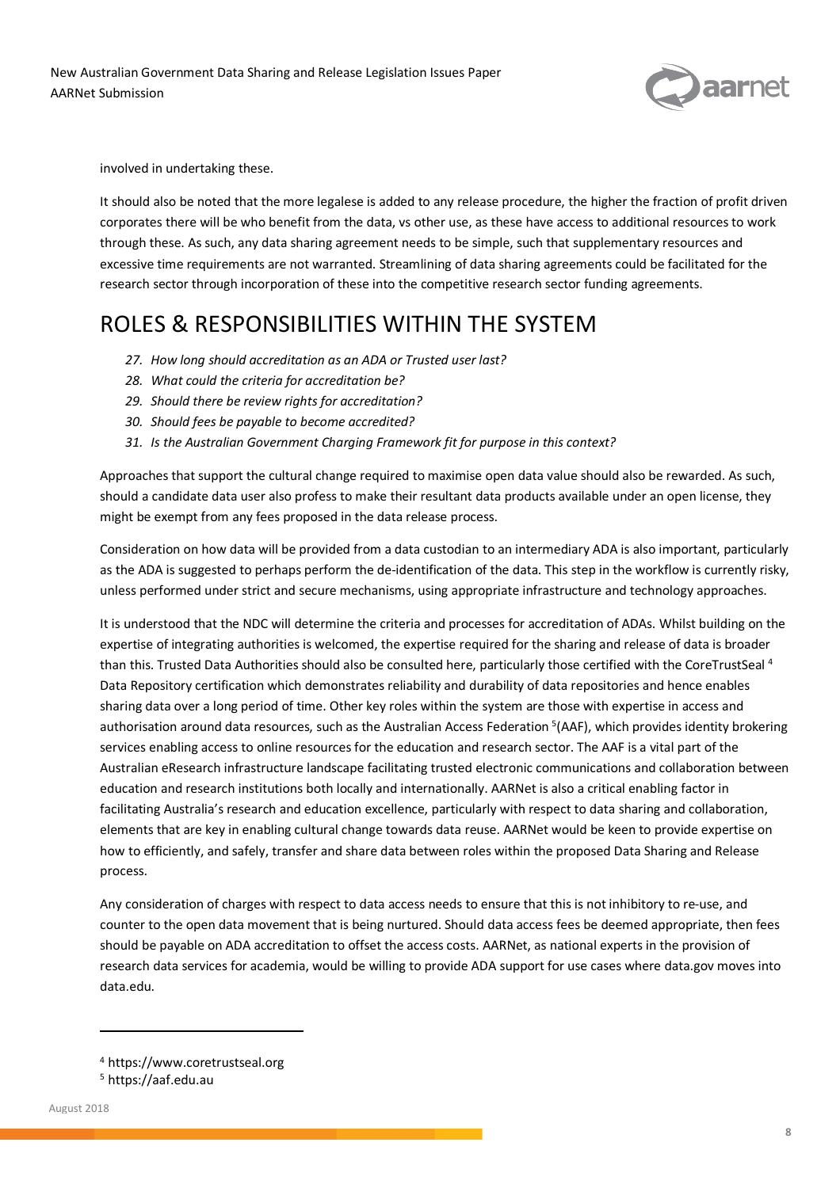involved in undertaking these.

It should also be noted that the more legalese is added to any release procedure, the higher the fraction of profit driven corporates there will be who benefit from the data, vs other use, as these have access to additional resources to work through these. As such, any data sharing agreement needs to be simple, such that supplementary resources and excessive time requirements are not warranted. Streamlining of data sharing agreements could be facilitated for the research sector through incorporation of these into the competitive research sector funding agreements.

# ROLES & RESPONSIBILITIES WITHIN THE SYSTEM

27. *How long should accreditation as an ADA or Trusted user last?*
28. *What could the criteria for accreditation be?*
29. *Should there be review rights for accreditation?*
30. *Should fees be payable to become accredited?*
31. *Is the Australian Government Charging Framework fit for purpose in this context?*

Approaches that support the cultural change required to maximise open data value should also be rewarded. As such, should a candidate data user also profess to make their resultant data products available under an open license, they might be exempt from any fees proposed in the data release process.

Consideration on how data will be provided from a data custodian to an intermediary ADA is also important, particularly as the ADA is suggested to perhaps perform the de-identification of the data. This step in the workflow is currently risky, unless performed under strict and secure mechanisms, using appropriate infrastructure and technology approaches.

It is understood that the NDC will determine the criteria and processes for accreditation of ADAs. Whilst building on the expertise of integrating authorities is welcomed, the expertise required for the sharing and release of data is broader than this. Trusted Data Authorities should also be consulted here, particularly those certified with the CoreTrustSeal [4] Data Repository certification which demonstrates reliability and durability of data repositories and hence enables sharing data over a long period of time. Other key roles within the system are those with expertise in access and authorisation around data resources, such as the Australian Access Federation [5](AAF), which provides identity brokering services enabling access to online resources for the education and research sector. The AAF is a vital part of the Australian eResearch infrastructure landscape facilitating trusted electronic communications and collaboration between education and research institutions both locally and internationally. AARNet is also a critical enabling factor in facilitating Australia's research and education excellence, particularly with respect to data sharing and collaboration, elements that are key in enabling cultural change towards data reuse. AARNet would be keen to provide expertise on how to efficiently, and safely, transfer and share data between roles within the proposed Data Sharing and Release process.

Any consideration of charges with respect to data access needs to ensure that this is not inhibitory to re-use, and counter to the open data movement that is being nurtured. Should data access fees be deemed appropriate, then fees should be payable on ADA accreditation to offset the access costs. AARNet, as national experts in the provision of research data services for academia, would be willing to provide ADA support for use cases where data.gov moves into data.edu.

---

[4] https://www.coretrustseal.org

[5] https://aaf.edu.au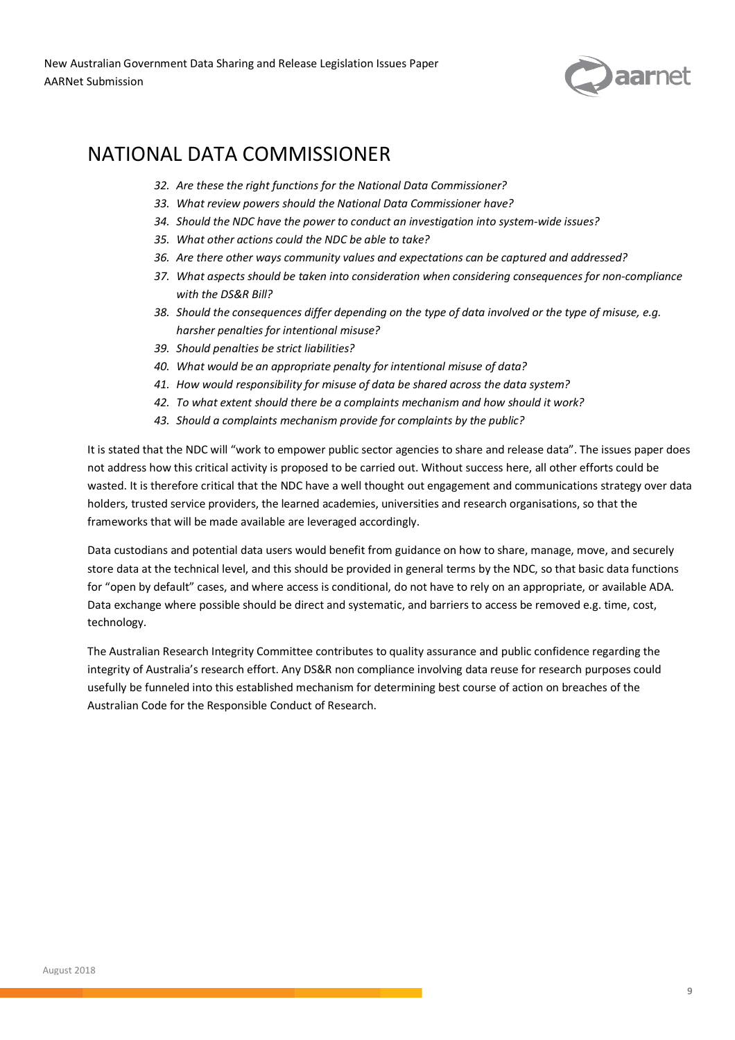# NATIONAL DATA COMMISSIONER

32. *Are these the right functions for the National Data Commissioner?*
33. *What review powers should the National Data Commissioner have?*
34. *Should the NDC have the power to conduct an investigation into system-wide issues?*
35. *What other actions could the NDC be able to take?*
36. *Are there other ways community values and expectations can be captured and addressed?*
37. *What aspects should be taken into consideration when considering consequences for non-compliance with the DS&R Bill?*
38. *Should the consequences differ depending on the type of data involved or the type of misuse, e.g. harsher penalties for intentional misuse?*
39. *Should penalties be strict liabilities?*
40. *What would be an appropriate penalty for intentional misuse of data?*
41. *How would responsibility for misuse of data be shared across the data system?*
42. *To what extent should there be a complaints mechanism and how should it work?*
43. *Should a complaints mechanism provide for complaints by the public?*

It is stated that the NDC will "work to empower public sector agencies to share and release data". The issues paper does not address how this critical activity is proposed to be carried out. Without success here, all other efforts could be wasted. It is therefore critical that the NDC have a well thought out engagement and communications strategy over data holders, trusted service providers, the learned academies, universities and research organisations, so that the frameworks that will be made available are leveraged accordingly.

Data custodians and potential data users would benefit from guidance on how to share, manage, move, and securely store data at the technical level, and this should be provided in general terms by the NDC, so that basic data functions for "open by default" cases, and where access is conditional, do not have to rely on an appropriate, or available ADA. Data exchange where possible should be direct and systematic, and barriers to access be removed e.g. time, cost, technology.

The Australian Research Integrity Committee contributes to quality assurance and public confidence regarding the integrity of Australia's research effort. Any DS&R non compliance involving data reuse for research purposes could usefully be funneled into this established mechanism for determining best course of action on breaches of the Australian Code for the Responsible Conduct of Research.